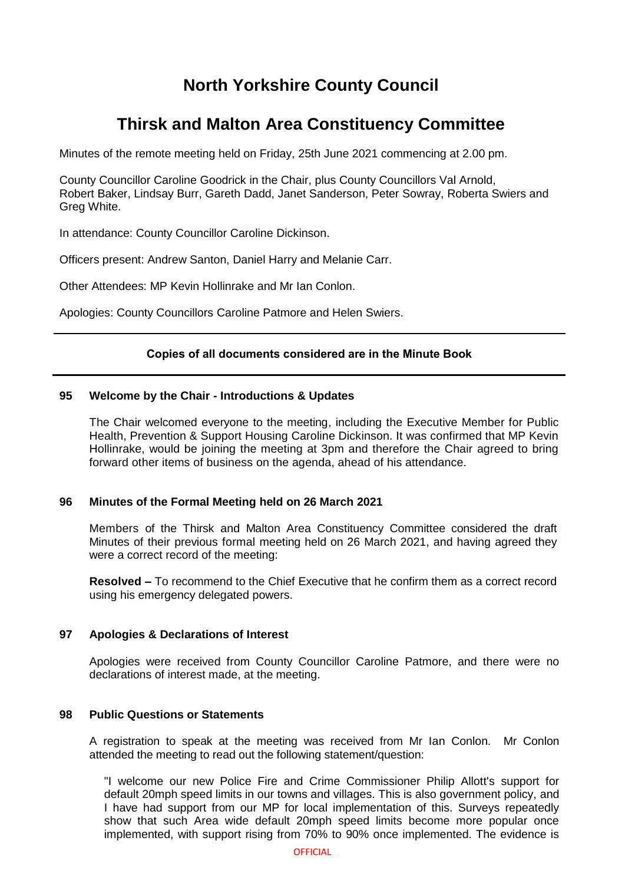# North Yorkshire County Council

# Thirsk and Malton Area Constituency Committee

Minutes of the remote meeting held on Friday, 25th June 2021 commencing at 2.00 pm.

County Councillor Caroline Goodrick in the Chair, plus County Councillors Val Arnold, Robert Baker, Lindsay Burr, Gareth Dadd, Janet Sanderson, Peter Sowray, Roberta Swiers and Greg White.

In attendance: County Councillor Caroline Dickinson.

Officers present: Andrew Santon, Daniel Harry and Melanie Carr.

Other Attendees: MP Kevin Hollinrake and Mr Ian Conlon.

Apologies: County Councillors Caroline Patmore and Helen Swiers.

---

**Copies of all documents considered are in the Minute Book**

---

### 95 Welcome by the Chair - Introductions & Updates

The Chair welcomed everyone to the meeting, including the Executive Member for Public Health, Prevention & Support Housing Caroline Dickinson. It was confirmed that MP Kevin Hollinrake, would be joining the meeting at 3pm and therefore the Chair agreed to bring forward other items of business on the agenda, ahead of his attendance.

### 96 Minutes of the Formal Meeting held on 26 March 2021

Members of the Thirsk and Malton Area Constituency Committee considered the draft Minutes of their previous formal meeting held on 26 March 2021, and having agreed they were a correct record of the meeting:

**Resolved –** To recommend to the Chief Executive that he confirm them as a correct record using his emergency delegated powers.

### 97 Apologies & Declarations of Interest

Apologies were received from County Councillor Caroline Patmore, and there were no declarations of interest made, at the meeting.

### 98 Public Questions or Statements

A registration to speak at the meeting was received from Mr Ian Conlon. Mr Conlon attended the meeting to read out the following statement/question:

"I welcome our new Police Fire and Crime Commissioner Philip Allott's support for default 20mph speed limits in our towns and villages. This is also government policy, and I have had support from our MP for local implementation of this. Surveys repeatedly show that such Area wide default 20mph speed limits become more popular once implemented, with support rising from 70% to 90% once implemented. The evidence is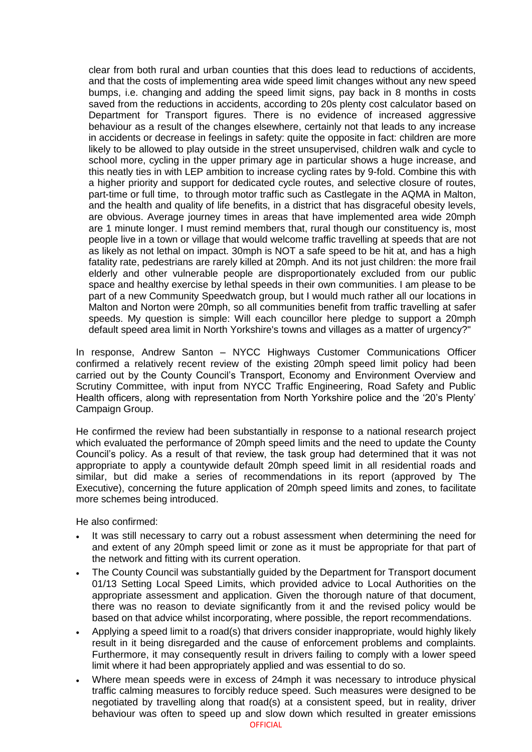clear from both rural and urban counties that this does lead to reductions of accidents, and that the costs of implementing area wide speed limit changes without any new speed bumps, i.e. changing and adding the speed limit signs, pay back in 8 months in costs saved from the reductions in accidents, according to 20s plenty cost calculator based on Department for Transport figures. There is no evidence of increased aggressive behaviour as a result of the changes elsewhere, certainly not that leads to any increase in accidents or decrease in feelings in safety: quite the opposite in fact: children are more likely to be allowed to play outside in the street unsupervised, children walk and cycle to school more, cycling in the upper primary age in particular shows a huge increase, and this neatly ties in with LEP ambition to increase cycling rates by 9-fold. Combine this with a higher priority and support for dedicated cycle routes, and selective closure of routes, part-time or full time, to through motor traffic such as Castlegate in the AQMA in Malton, and the health and quality of life benefits, in a district that has disgraceful obesity levels, are obvious. Average journey times in areas that have implemented area wide 20mph are 1 minute longer. I must remind members that, rural though our constituency is, most people live in a town or village that would welcome traffic travelling at speeds that are not as likely as not lethal on impact. 30mph is NOT a safe speed to be hit at, and has a high fatality rate, pedestrians are rarely killed at 20mph. And its not just children: the more frail elderly and other vulnerable people are disproportionately excluded from our public space and healthy exercise by lethal speeds in their own communities. I am please to be part of a new Community Speedwatch group, but I would much rather all our locations in Malton and Norton were 20mph, so all communities benefit from traffic travelling at safer speeds. My question is simple: Will each councillor here pledge to support a 20mph default speed area limit in North Yorkshire's towns and villages as a matter of urgency?"

In response, Andrew Santon – NYCC Highways Customer Communications Officer confirmed a relatively recent review of the existing 20mph speed limit policy had been carried out by the County Council's Transport, Economy and Environment Overview and Scrutiny Committee, with input from NYCC Traffic Engineering, Road Safety and Public Health officers, along with representation from North Yorkshire police and the '20's Plenty' Campaign Group.

He confirmed the review had been substantially in response to a national research project which evaluated the performance of 20mph speed limits and the need to update the County Council's policy. As a result of that review, the task group had determined that it was not appropriate to apply a countywide default 20mph speed limit in all residential roads and similar, but did make a series of recommendations in its report (approved by The Executive), concerning the future application of 20mph speed limits and zones, to facilitate more schemes being introduced.

He also confirmed:

- It was still necessary to carry out a robust assessment when determining the need for and extent of any 20mph speed limit or zone as it must be appropriate for that part of the network and fitting with its current operation.
- The County Council was substantially guided by the Department for Transport document 01/13 Setting Local Speed Limits, which provided advice to Local Authorities on the appropriate assessment and application. Given the thorough nature of that document, there was no reason to deviate significantly from it and the revised policy would be based on that advice whilst incorporating, where possible, the report recommendations.
- Applying a speed limit to a road(s) that drivers consider inappropriate, would highly likely result in it being disregarded and the cause of enforcement problems and complaints. Furthermore, it may consequently result in drivers failing to comply with a lower speed limit where it had been appropriately applied and was essential to do so.
- Where mean speeds were in excess of 24mph it was necessary to introduce physical traffic calming measures to forcibly reduce speed. Such measures were designed to be negotiated by travelling along that road(s) at a consistent speed, but in reality, driver behaviour was often to speed up and slow down which resulted in greater emissions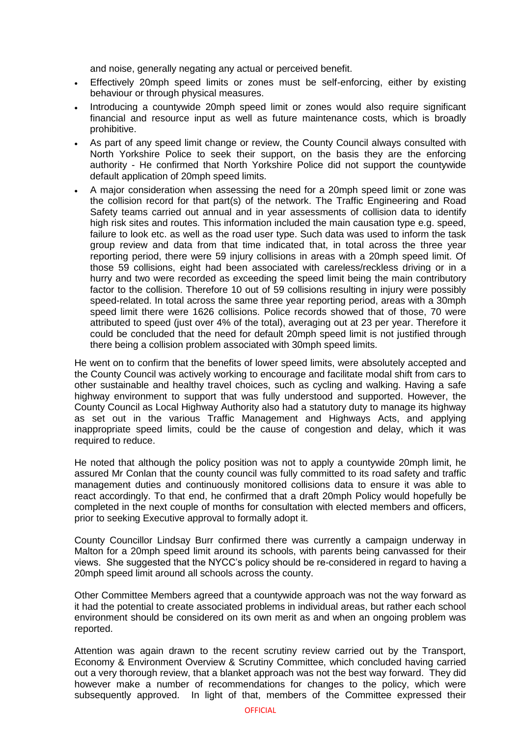and noise, generally negating any actual or perceived benefit.

- Effectively 20mph speed limits or zones must be self-enforcing, either by existing behaviour or through physical measures.
- Introducing a countywide 20mph speed limit or zones would also require significant financial and resource input as well as future maintenance costs, which is broadly prohibitive.
- As part of any speed limit change or review, the County Council always consulted with North Yorkshire Police to seek their support, on the basis they are the enforcing authority - He confirmed that North Yorkshire Police did not support the countywide default application of 20mph speed limits.
- A major consideration when assessing the need for a 20mph speed limit or zone was the collision record for that part(s) of the network. The Traffic Engineering and Road Safety teams carried out annual and in year assessments of collision data to identify high risk sites and routes. This information included the main causation type e.g. speed, failure to look etc. as well as the road user type. Such data was used to inform the task group review and data from that time indicated that, in total across the three year reporting period, there were 59 injury collisions in areas with a 20mph speed limit. Of those 59 collisions, eight had been associated with careless/reckless driving or in a hurry and two were recorded as exceeding the speed limit being the main contributory factor to the collision. Therefore 10 out of 59 collisions resulting in injury were possibly speed-related. In total across the same three year reporting period, areas with a 30mph speed limit there were 1626 collisions. Police records showed that of those, 70 were attributed to speed (just over 4% of the total), averaging out at 23 per year. Therefore it could be concluded that the need for default 20mph speed limit is not justified through there being a collision problem associated with 30mph speed limits.

He went on to confirm that the benefits of lower speed limits, were absolutely accepted and the County Council was actively working to encourage and facilitate modal shift from cars to other sustainable and healthy travel choices, such as cycling and walking. Having a safe highway environment to support that was fully understood and supported. However, the County Council as Local Highway Authority also had a statutory duty to manage its highway as set out in the various Traffic Management and Highways Acts, and applying inappropriate speed limits, could be the cause of congestion and delay, which it was required to reduce.

He noted that although the policy position was not to apply a countywide 20mph limit, he assured Mr Conlan that the county council was fully committed to its road safety and traffic management duties and continuously monitored collisions data to ensure it was able to react accordingly. To that end, he confirmed that a draft 20mph Policy would hopefully be completed in the next couple of months for consultation with elected members and officers, prior to seeking Executive approval to formally adopt it.

County Councillor Lindsay Burr confirmed there was currently a campaign underway in Malton for a 20mph speed limit around its schools, with parents being canvassed for their views. She suggested that the NYCC's policy should be re-considered in regard to having a 20mph speed limit around all schools across the county.

Other Committee Members agreed that a countywide approach was not the way forward as it had the potential to create associated problems in individual areas, but rather each school environment should be considered on its own merit as and when an ongoing problem was reported.

Attention was again drawn to the recent scrutiny review carried out by the Transport, Economy & Environment Overview & Scrutiny Committee, which concluded having carried out a very thorough review, that a blanket approach was not the best way forward. They did however make a number of recommendations for changes to the policy, which were subsequently approved. In light of that, members of the Committee expressed their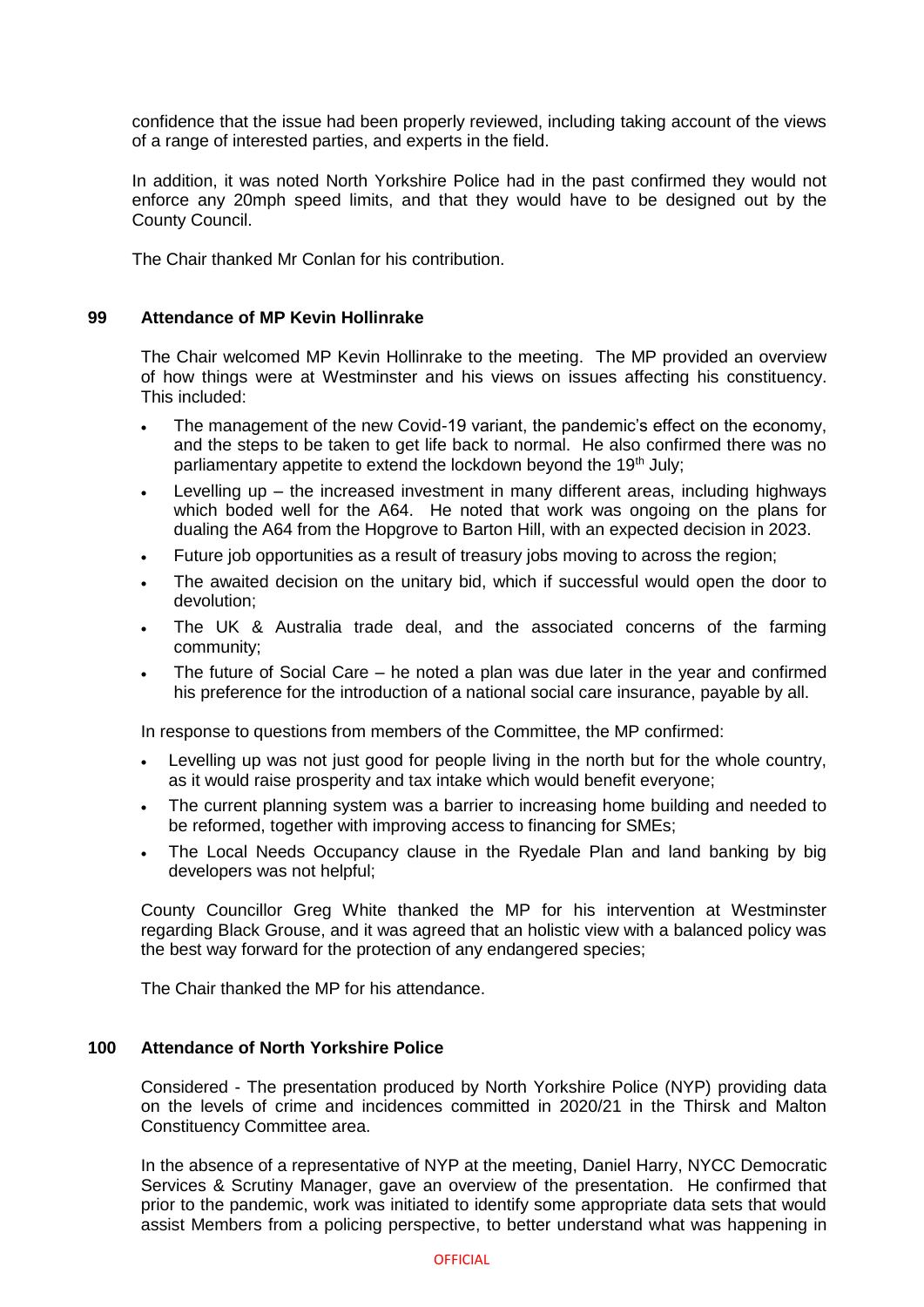confidence that the issue had been properly reviewed, including taking account of the views of a range of interested parties, and experts in the field.

In addition, it was noted North Yorkshire Police had in the past confirmed they would not enforce any 20mph speed limits, and that they would have to be designed out by the County Council.

The Chair thanked Mr Conlan for his contribution.

## 99 Attendance of MP Kevin Hollinrake

The Chair welcomed MP Kevin Hollinrake to the meeting. The MP provided an overview of how things were at Westminster and his views on issues affecting his constituency. This included:

- The management of the new Covid-19 variant, the pandemic's effect on the economy, and the steps to be taken to get life back to normal. He also confirmed there was no parliamentary appetite to extend the lockdown beyond the 19th July;
- Levelling up – the increased investment in many different areas, including highways which boded well for the A64. He noted that work was ongoing on the plans for dualing the A64 from the Hopgrove to Barton Hill, with an expected decision in 2023.
- Future job opportunities as a result of treasury jobs moving to across the region;
- The awaited decision on the unitary bid, which if successful would open the door to devolution;
- The UK & Australia trade deal, and the associated concerns of the farming community;
- The future of Social Care – he noted a plan was due later in the year and confirmed his preference for the introduction of a national social care insurance, payable by all.

In response to questions from members of the Committee, the MP confirmed:

- Levelling up was not just good for people living in the north but for the whole country, as it would raise prosperity and tax intake which would benefit everyone;
- The current planning system was a barrier to increasing home building and needed to be reformed, together with improving access to financing for SMEs;
- The Local Needs Occupancy clause in the Ryedale Plan and land banking by big developers was not helpful;

County Councillor Greg White thanked the MP for his intervention at Westminster regarding Black Grouse, and it was agreed that an holistic view with a balanced policy was the best way forward for the protection of any endangered species;

The Chair thanked the MP for his attendance.

## 100 Attendance of North Yorkshire Police

Considered - The presentation produced by North Yorkshire Police (NYP) providing data on the levels of crime and incidences committed in 2020/21 in the Thirsk and Malton Constituency Committee area.

In the absence of a representative of NYP at the meeting, Daniel Harry, NYCC Democratic Services & Scrutiny Manager, gave an overview of the presentation. He confirmed that prior to the pandemic, work was initiated to identify some appropriate data sets that would assist Members from a policing perspective, to better understand what was happening in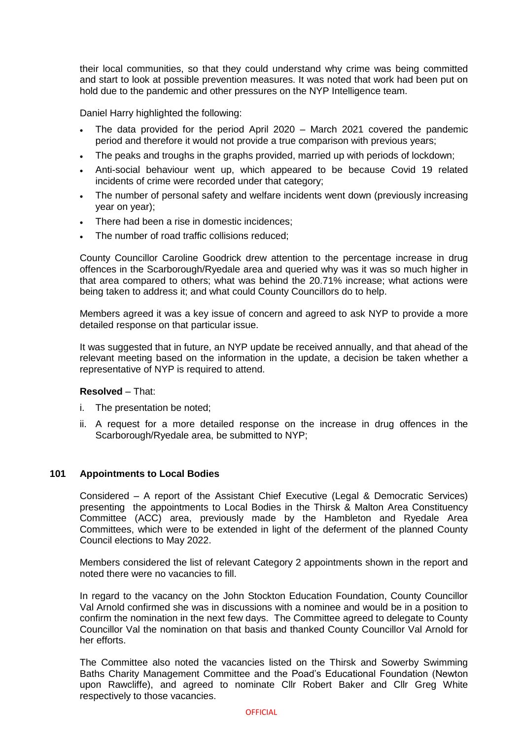their local communities, so that they could understand why crime was being committed and start to look at possible prevention measures. It was noted that work had been put on hold due to the pandemic and other pressures on the NYP Intelligence team.

Daniel Harry highlighted the following:

- The data provided for the period April 2020 – March 2021 covered the pandemic period and therefore it would not provide a true comparison with previous years;
- The peaks and troughs in the graphs provided, married up with periods of lockdown;
- Anti-social behaviour went up, which appeared to be because Covid 19 related incidents of crime were recorded under that category;
- The number of personal safety and welfare incidents went down (previously increasing year on year);
- There had been a rise in domestic incidences;
- The number of road traffic collisions reduced;

County Councillor Caroline Goodrick drew attention to the percentage increase in drug offences in the Scarborough/Ryedale area and queried why was it was so much higher in that area compared to others; what was behind the 20.71% increase; what actions were being taken to address it; and what could County Councillors do to help.

Members agreed it was a key issue of concern and agreed to ask NYP to provide a more detailed response on that particular issue.

It was suggested that in future, an NYP update be received annually, and that ahead of the relevant meeting based on the information in the update, a decision be taken whether a representative of NYP is required to attend.

**Resolved** – That:

i. The presentation be noted;

ii. A request for a more detailed response on the increase in drug offences in the Scarborough/Ryedale area, be submitted to NYP;

### 101 Appointments to Local Bodies

Considered – A report of the Assistant Chief Executive (Legal & Democratic Services) presenting the appointments to Local Bodies in the Thirsk & Malton Area Constituency Committee (ACC) area, previously made by the Hambleton and Ryedale Area Committees, which were to be extended in light of the deferment of the planned County Council elections to May 2022.

Members considered the list of relevant Category 2 appointments shown in the report and noted there were no vacancies to fill.

In regard to the vacancy on the John Stockton Education Foundation, County Councillor Val Arnold confirmed she was in discussions with a nominee and would be in a position to confirm the nomination in the next few days. The Committee agreed to delegate to County Councillor Val the nomination on that basis and thanked County Councillor Val Arnold for her efforts.

The Committee also noted the vacancies listed on the Thirsk and Sowerby Swimming Baths Charity Management Committee and the Poad's Educational Foundation (Newton upon Rawcliffe), and agreed to nominate Cllr Robert Baker and Cllr Greg White respectively to those vacancies.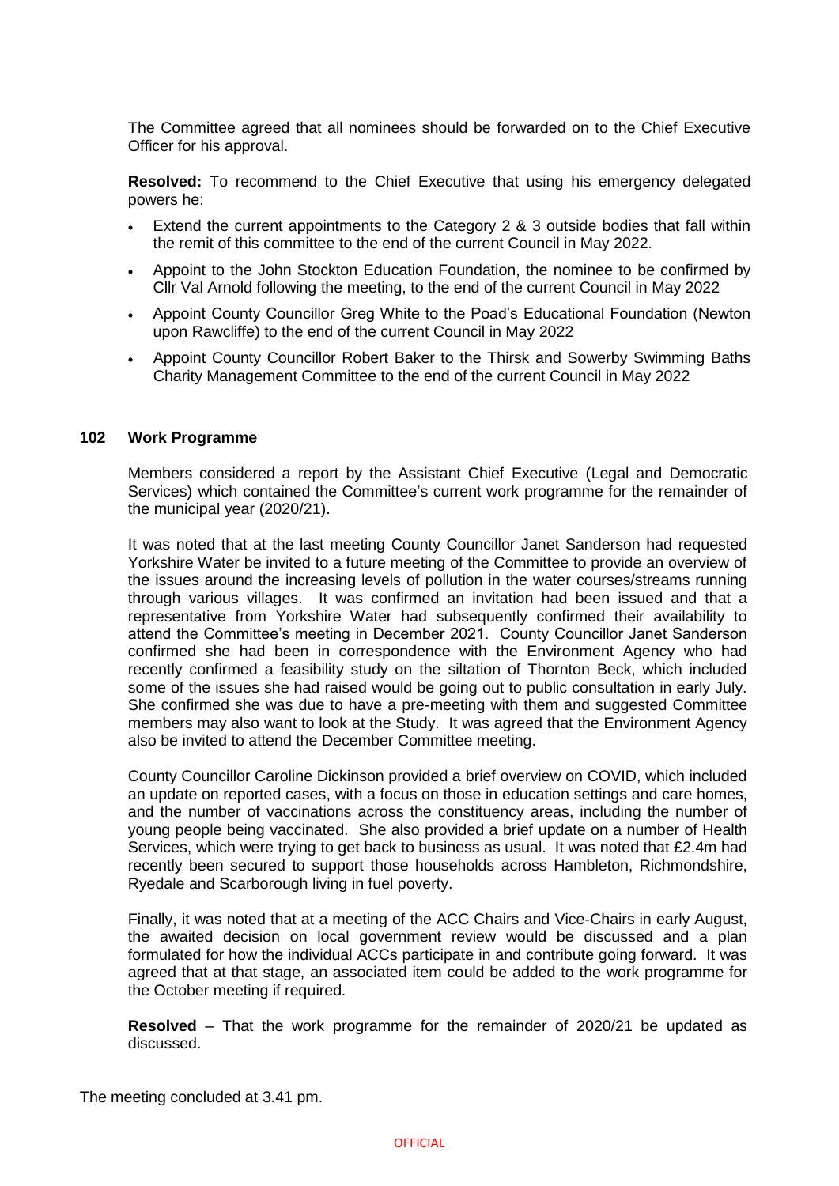The Committee agreed that all nominees should be forwarded on to the Chief Executive Officer for his approval.

**Resolved:** To recommend to the Chief Executive that using his emergency delegated powers he:

- Extend the current appointments to the Category 2 & 3 outside bodies that fall within the remit of this committee to the end of the current Council in May 2022.
- Appoint to the John Stockton Education Foundation, the nominee to be confirmed by Cllr Val Arnold following the meeting, to the end of the current Council in May 2022
- Appoint County Councillor Greg White to the Poad's Educational Foundation (Newton upon Rawcliffe) to the end of the current Council in May 2022
- Appoint County Councillor Robert Baker to the Thirsk and Sowerby Swimming Baths Charity Management Committee to the end of the current Council in May 2022

## 102 Work Programme

Members considered a report by the Assistant Chief Executive (Legal and Democratic Services) which contained the Committee's current work programme for the remainder of the municipal year (2020/21).

It was noted that at the last meeting County Councillor Janet Sanderson had requested Yorkshire Water be invited to a future meeting of the Committee to provide an overview of the issues around the increasing levels of pollution in the water courses/streams running through various villages. It was confirmed an invitation had been issued and that a representative from Yorkshire Water had subsequently confirmed their availability to attend the Committee's meeting in December 2021. County Councillor Janet Sanderson confirmed she had been in correspondence with the Environment Agency who had recently confirmed a feasibility study on the siltation of Thornton Beck, which included some of the issues she had raised would be going out to public consultation in early July. She confirmed she was due to have a pre-meeting with them and suggested Committee members may also want to look at the Study. It was agreed that the Environment Agency also be invited to attend the December Committee meeting.

County Councillor Caroline Dickinson provided a brief overview on COVID, which included an update on reported cases, with a focus on those in education settings and care homes, and the number of vaccinations across the constituency areas, including the number of young people being vaccinated. She also provided a brief update on a number of Health Services, which were trying to get back to business as usual. It was noted that £2.4m had recently been secured to support those households across Hambleton, Richmondshire, Ryedale and Scarborough living in fuel poverty.

Finally, it was noted that at a meeting of the ACC Chairs and Vice-Chairs in early August, the awaited decision on local government review would be discussed and a plan formulated for how the individual ACCs participate in and contribute going forward. It was agreed that at that stage, an associated item could be added to the work programme for the October meeting if required.

**Resolved** – That the work programme for the remainder of 2020/21 be updated as discussed.

The meeting concluded at 3.41 pm.